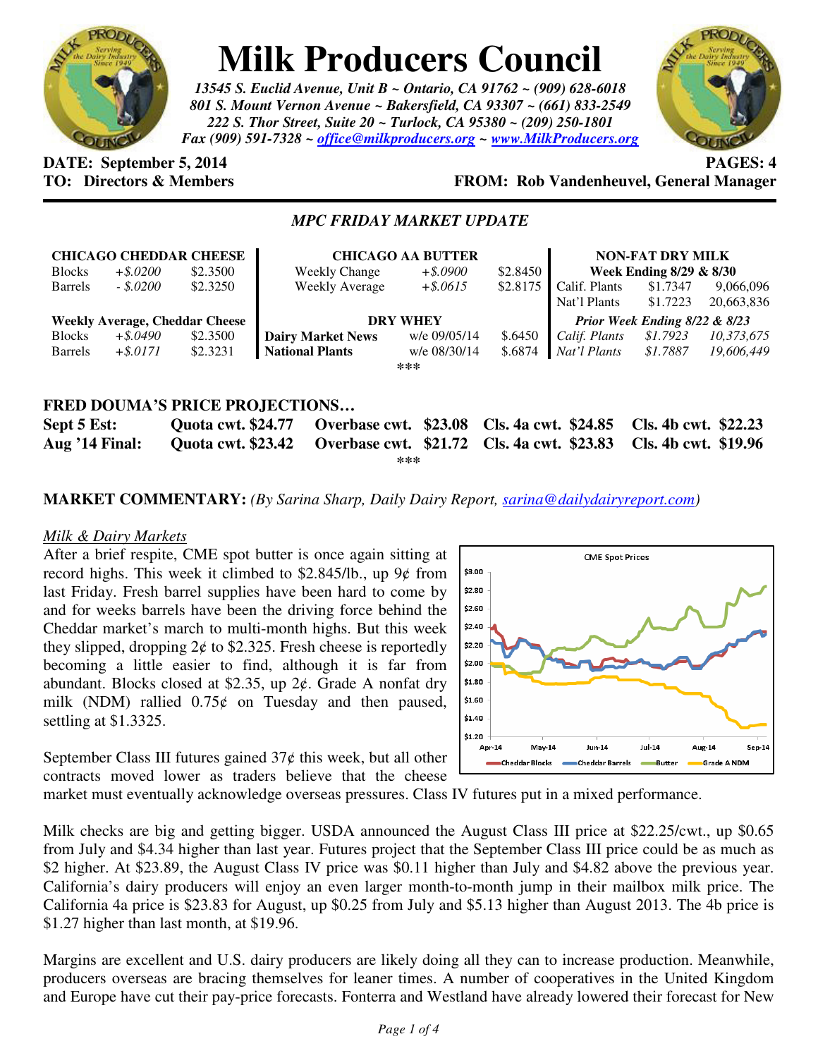# Milk Producers Council

*13545 S. Euclid Avenue, Unit B ~ Ontario, CA 91762 ~ (909) 628-6018*
*801 S. Mount Vernon Avenue ~ Bakersfield, CA 93307 ~ (661) 833-2549*
*222 S. Thor Street, Suite 20 ~ Turlock, CA 95380 ~ (209) 250-1801*
*Fax (909) 591-7328 ~ office@milkproducers.org ~ www.MilkProducers.org*

**DATE: September 5, 2014** **PAGES: 4**
**TO: Directors & Members** **FROM: Rob Vandenheuvel, General Manager**

## *MPC FRIDAY MARKET UPDATE*

| **CHICAGO CHEDDAR CHEESE** | | | **CHICAGO AA BUTTER** | | | **NON-FAT DRY MILK** | | |
|---|---|---|---|---|---|---|---|---|
| Blocks | *+$.0200* | $2.3500 | Weekly Change | *+$.0900* | $2.8450 | **Week Ending 8/29 & 8/30** | | |
| Barrels | *- $.0200* | $2.3250 | Weekly Average | *+$.0615* | $2.8175 | Calif. Plants | $1.7347 | 9,066,096 |
| | | | | | | Nat'l Plants | $1.7223 | 20,663,836 |
| **Weekly Average, Cheddar Cheese** | | | **DRY WHEY** | | | ***Prior Week Ending 8/22 & 8/23*** | | |
| Blocks | *+$.0490* | $2.3500 | **Dairy Market News** | w/e 09/05/14 | $.6450 | *Calif. Plants* | *$1.7923* | *10,373,675* |
| Barrels | *+$.0171* | $2.3231 | **National Plants** | w/e 08/30/14 | $.6874 | *Nat'l Plants* | *$1.7887* | *19,606,449* |

***

## FRED DOUMA'S PRICE PROJECTIONS…

| | | | | |
|---|---|---|---|---|
| **Sept 5 Est:** | **Quota cwt. $24.77** | **Overbase cwt. $23.08** | **Cls. 4a cwt. $24.85** | **Cls. 4b cwt. $22.23** |
| **Aug '14 Final:** | **Quota cwt. $23.42** | **Overbase cwt. $21.72** | **Cls. 4a cwt. $23.83** | **Cls. 4b cwt. $19.96** |

***

**MARKET COMMENTARY:** *(By Sarina Sharp, Daily Dairy Report, sarina@dailydairyreport.com)*

*Milk & Dairy Markets*

After a brief respite, CME spot butter is once again sitting at record highs. This week it climbed to $2.845/lb., up 9¢ from last Friday. Fresh barrel supplies have been hard to come by and for weeks barrels have been the driving force behind the Cheddar market's march to multi-month highs. But this week they slipped, dropping 2¢ to $2.325. Fresh cheese is reportedly becoming a little easier to find, although it is far from abundant. Blocks closed at $2.35, up 2¢. Grade A nonfat dry milk (NDM) rallied 0.75¢ on Tuesday and then paused, settling at $1.3325.

CME Spot Prices (chart: Cheddar Blocks, Cheddar Barrels, Butter, Grade A NDM; Apr-14 to Sep-14)

September Class III futures gained 37¢ this week, but all other contracts moved lower as traders believe that the cheese market must eventually acknowledge overseas pressures. Class IV futures put in a mixed performance.

Milk checks are big and getting bigger. USDA announced the August Class III price at $22.25/cwt., up $0.65 from July and $4.34 higher than last year. Futures project that the September Class III price could be as much as $2 higher. At $23.89, the August Class IV price was $0.11 higher than July and $4.82 above the previous year. California's dairy producers will enjoy an even larger month-to-month jump in their mailbox milk price. The California 4a price is $23.83 for August, up $0.25 from July and $5.13 higher than August 2013. The 4b price is $1.27 higher than last month, at $19.96.

Margins are excellent and U.S. dairy producers are likely doing all they can to increase production. Meanwhile, producers overseas are bracing themselves for leaner times. A number of cooperatives in the United Kingdom and Europe have cut their pay-price forecasts. Fonterra and Westland have already lowered their forecast for New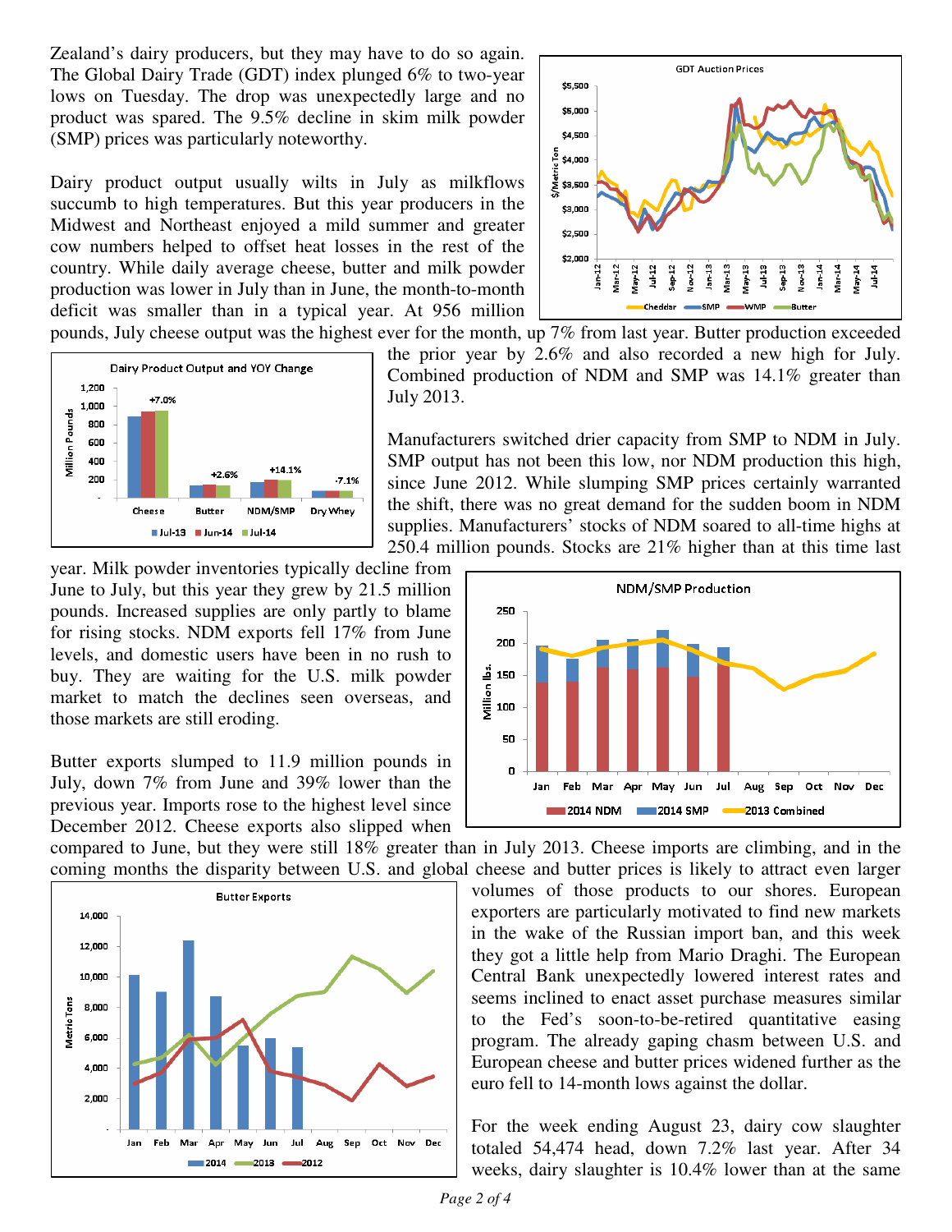Zealand's dairy producers, but they may have to do so again. The Global Dairy Trade (GDT) index plunged 6% to two-year lows on Tuesday. The drop was unexpectedly large and no product was spared. The 9.5% decline in skim milk powder (SMP) prices was particularly noteworthy.

Dairy product output usually wilts in July as milkflows succumb to high temperatures. But this year producers in the Midwest and Northeast enjoyed a mild summer and greater cow numbers helped to offset heat losses in the rest of the country. While daily average cheese, butter and milk powder production was lower in July than in June, the month-to-month deficit was smaller than in a typical year. At 956 million pounds, July cheese output was the highest ever for the month, up 7% from last year. Butter production exceeded the prior year by 2.6% and also recorded a new high for July. Combined production of NDM and SMP was 14.1% greater than July 2013.

Manufacturers switched drier capacity from SMP to NDM in July. SMP output has not been this low, nor NDM production this high, since June 2012. While slumping SMP prices certainly warranted the shift, there was no great demand for the sudden boom in NDM supplies. Manufacturers' stocks of NDM soared to all-time highs at 250.4 million pounds. Stocks are 21% higher than at this time last year. Milk powder inventories typically decline from June to July, but this year they grew by 21.5 million pounds. Increased supplies are only partly to blame for rising stocks. NDM exports fell 17% from June levels, and domestic users have been in no rush to buy. They are waiting for the U.S. milk powder market to match the declines seen overseas, and those markets are still eroding.

Butter exports slumped to 11.9 million pounds in July, down 7% from June and 39% lower than the previous year. Imports rose to the highest level since December 2012. Cheese exports also slipped when compared to June, but they were still 18% greater than in July 2013. Cheese imports are climbing, and in the coming months the disparity between U.S. and global cheese and butter prices is likely to attract even larger volumes of those products to our shores. European exporters are particularly motivated to find new markets in the wake of the Russian import ban, and this week they got a little help from Mario Draghi. The European Central Bank unexpectedly lowered interest rates and seems inclined to enact asset purchase measures similar to the Fed's soon-to-be-retired quantitative easing program. The already gaping chasm between U.S. and European cheese and butter prices widened further as the euro fell to 14-month lows against the dollar.

For the week ending August 23, dairy cow slaughter totaled 54,474 head, down 7.2% last year. After 34 weeks, dairy slaughter is 10.4% lower than at the same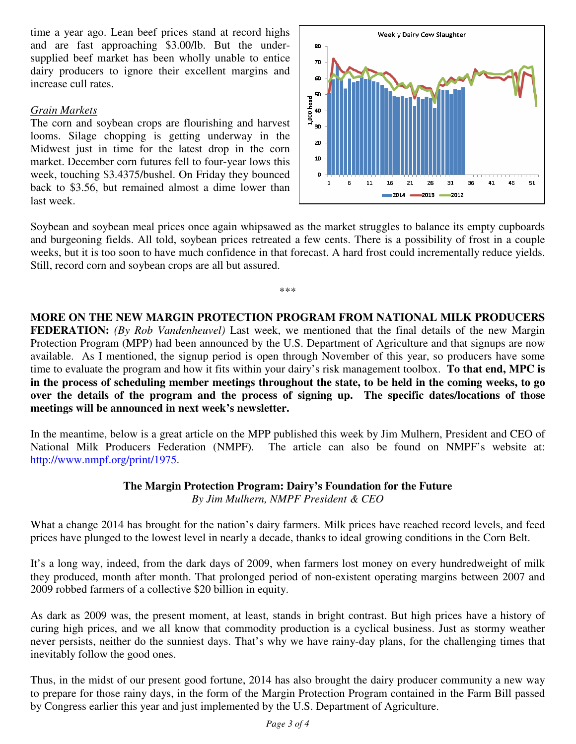time a year ago. Lean beef prices stand at record highs and are fast approaching $3.00/lb. But the under-supplied beef market has been wholly unable to entice dairy producers to ignore their excellent margins and increase cull rates.

*Grain Markets*

The corn and soybean crops are flourishing and harvest looms. Silage chopping is getting underway in the Midwest just in time for the latest drop in the corn market. December corn futures fell to four-year lows this week, touching $3.4375/bushel. On Friday they bounced back to $3.56, but remained almost a dime lower than last week.

Soybean and soybean meal prices once again whipsawed as the market struggles to balance its empty cupboards and burgeoning fields. All told, soybean prices retreated a few cents. There is a possibility of frost in a couple weeks, but it is too soon to have much confidence in that forecast. A hard frost could incrementally reduce yields. Still, record corn and soybean crops are all but assured.

***

**MORE ON THE NEW MARGIN PROTECTION PROGRAM FROM NATIONAL MILK PRODUCERS FEDERATION:** *(By Rob Vandenheuvel)* Last week, we mentioned that the final details of the new Margin Protection Program (MPP) had been announced by the U.S. Department of Agriculture and that signups are now available. As I mentioned, the signup period is open through November of this year, so producers have some time to evaluate the program and how it fits within your dairy's risk management toolbox. **To that end, MPC is in the process of scheduling member meetings throughout the state, to be held in the coming weeks, to go over the details of the program and the process of signing up. The specific dates/locations of those meetings will be announced in next week's newsletter.**

In the meantime, below is a great article on the MPP published this week by Jim Mulhern, President and CEO of National Milk Producers Federation (NMPF). The article can also be found on NMPF's website at: http://www.nmpf.org/print/1975.

**The Margin Protection Program: Dairy's Foundation for the Future**

*By Jim Mulhern, NMPF President & CEO*

What a change 2014 has brought for the nation's dairy farmers. Milk prices have reached record levels, and feed prices have plunged to the lowest level in nearly a decade, thanks to ideal growing conditions in the Corn Belt.

It's a long way, indeed, from the dark days of 2009, when farmers lost money on every hundredweight of milk they produced, month after month. That prolonged period of non-existent operating margins between 2007 and 2009 robbed farmers of a collective $20 billion in equity.

As dark as 2009 was, the present moment, at least, stands in bright contrast. But high prices have a history of curing high prices, and we all know that commodity production is a cyclical business. Just as stormy weather never persists, neither do the sunniest days. That's why we have rainy-day plans, for the challenging times that inevitably follow the good ones.

Thus, in the midst of our present good fortune, 2014 has also brought the dairy producer community a new way to prepare for those rainy days, in the form of the Margin Protection Program contained in the Farm Bill passed by Congress earlier this year and just implemented by the U.S. Department of Agriculture.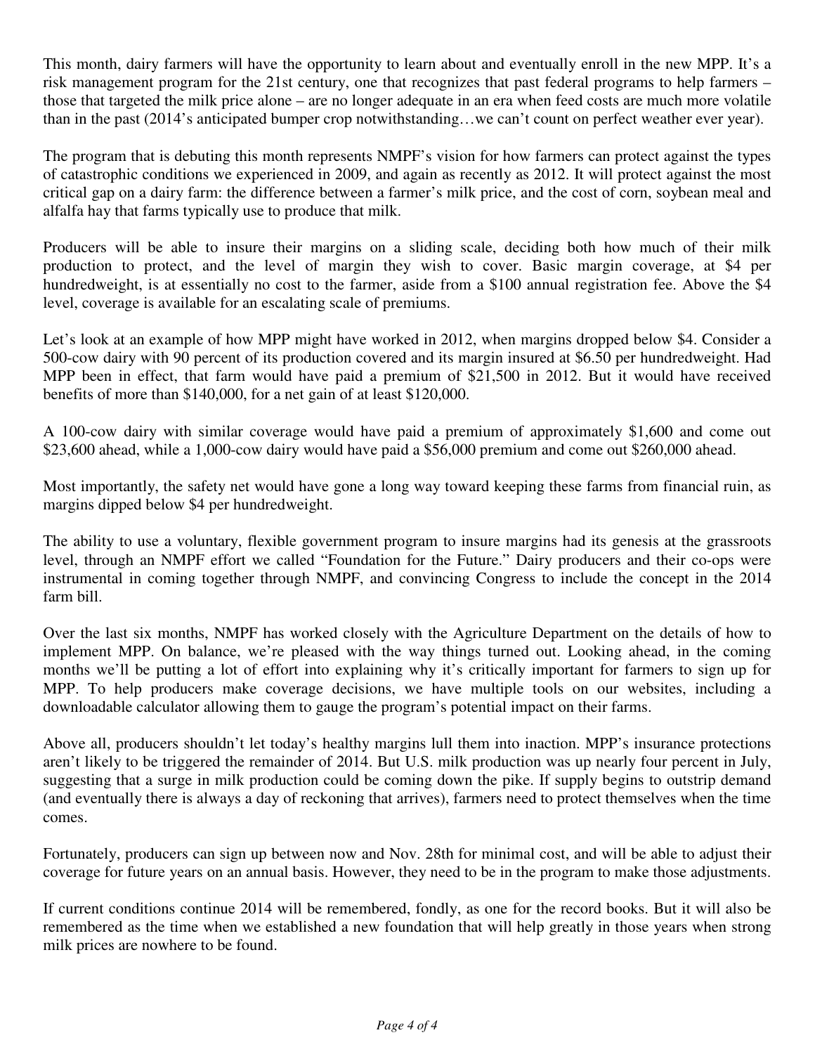This month, dairy farmers will have the opportunity to learn about and eventually enroll in the new MPP. It's a risk management program for the 21st century, one that recognizes that past federal programs to help farmers – those that targeted the milk price alone – are no longer adequate in an era when feed costs are much more volatile than in the past (2014's anticipated bumper crop notwithstanding…we can't count on perfect weather ever year).

The program that is debuting this month represents NMPF's vision for how farmers can protect against the types of catastrophic conditions we experienced in 2009, and again as recently as 2012. It will protect against the most critical gap on a dairy farm: the difference between a farmer's milk price, and the cost of corn, soybean meal and alfalfa hay that farms typically use to produce that milk.

Producers will be able to insure their margins on a sliding scale, deciding both how much of their milk production to protect, and the level of margin they wish to cover. Basic margin coverage, at $4 per hundredweight, is at essentially no cost to the farmer, aside from a $100 annual registration fee. Above the $4 level, coverage is available for an escalating scale of premiums.

Let's look at an example of how MPP might have worked in 2012, when margins dropped below $4. Consider a 500-cow dairy with 90 percent of its production covered and its margin insured at $6.50 per hundredweight. Had MPP been in effect, that farm would have paid a premium of $21,500 in 2012. But it would have received benefits of more than $140,000, for a net gain of at least $120,000.

A 100-cow dairy with similar coverage would have paid a premium of approximately $1,600 and come out $23,600 ahead, while a 1,000-cow dairy would have paid a $56,000 premium and come out $260,000 ahead.

Most importantly, the safety net would have gone a long way toward keeping these farms from financial ruin, as margins dipped below $4 per hundredweight.

The ability to use a voluntary, flexible government program to insure margins had its genesis at the grassroots level, through an NMPF effort we called "Foundation for the Future." Dairy producers and their co-ops were instrumental in coming together through NMPF, and convincing Congress to include the concept in the 2014 farm bill.

Over the last six months, NMPF has worked closely with the Agriculture Department on the details of how to implement MPP. On balance, we're pleased with the way things turned out. Looking ahead, in the coming months we'll be putting a lot of effort into explaining why it's critically important for farmers to sign up for MPP. To help producers make coverage decisions, we have multiple tools on our websites, including a downloadable calculator allowing them to gauge the program's potential impact on their farms.

Above all, producers shouldn't let today's healthy margins lull them into inaction. MPP's insurance protections aren't likely to be triggered the remainder of 2014. But U.S. milk production was up nearly four percent in July, suggesting that a surge in milk production could be coming down the pike. If supply begins to outstrip demand (and eventually there is always a day of reckoning that arrives), farmers need to protect themselves when the time comes.

Fortunately, producers can sign up between now and Nov. 28th for minimal cost, and will be able to adjust their coverage for future years on an annual basis. However, they need to be in the program to make those adjustments.

If current conditions continue 2014 will be remembered, fondly, as one for the record books. But it will also be remembered as the time when we established a new foundation that will help greatly in those years when strong milk prices are nowhere to be found.